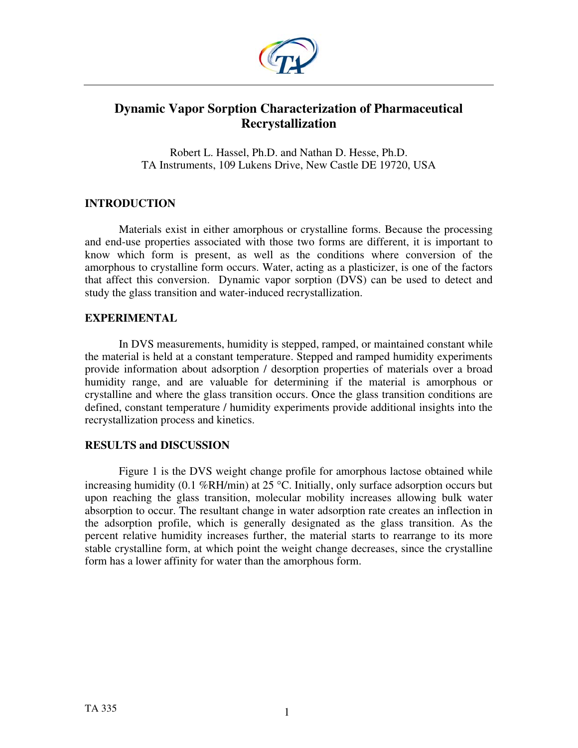# Dynamic Vapor Sorption Characterization of Pharmaceutical Recrystallization

Robert L. Hassel, Ph.D. and Nathan D. Hesse, Ph.D.
TA Instruments, 109 Lukens Drive, New Castle DE 19720, USA

## INTRODUCTION

Materials exist in either amorphous or crystalline forms. Because the processing and end-use properties associated with those two forms are different, it is important to know which form is present, as well as the conditions where conversion of the amorphous to crystalline form occurs. Water, acting as a plasticizer, is one of the factors that affect this conversion. Dynamic vapor sorption (DVS) can be used to detect and study the glass transition and water-induced recrystallization.

## EXPERIMENTAL

In DVS measurements, humidity is stepped, ramped, or maintained constant while the material is held at a constant temperature. Stepped and ramped humidity experiments provide information about adsorption / desorption properties of materials over a broad humidity range, and are valuable for determining if the material is amorphous or crystalline and where the glass transition occurs. Once the glass transition conditions are defined, constant temperature / humidity experiments provide additional insights into the recrystallization process and kinetics.

## RESULTS and DISCUSSION

Figure 1 is the DVS weight change profile for amorphous lactose obtained while increasing humidity (0.1 %RH/min) at 25 °C. Initially, only surface adsorption occurs but upon reaching the glass transition, molecular mobility increases allowing bulk water absorption to occur. The resultant change in water adsorption rate creates an inflection in the adsorption profile, which is generally designated as the glass transition. As the percent relative humidity increases further, the material starts to rearrange to its more stable crystalline form, at which point the weight change decreases, since the crystalline form has a lower affinity for water than the amorphous form.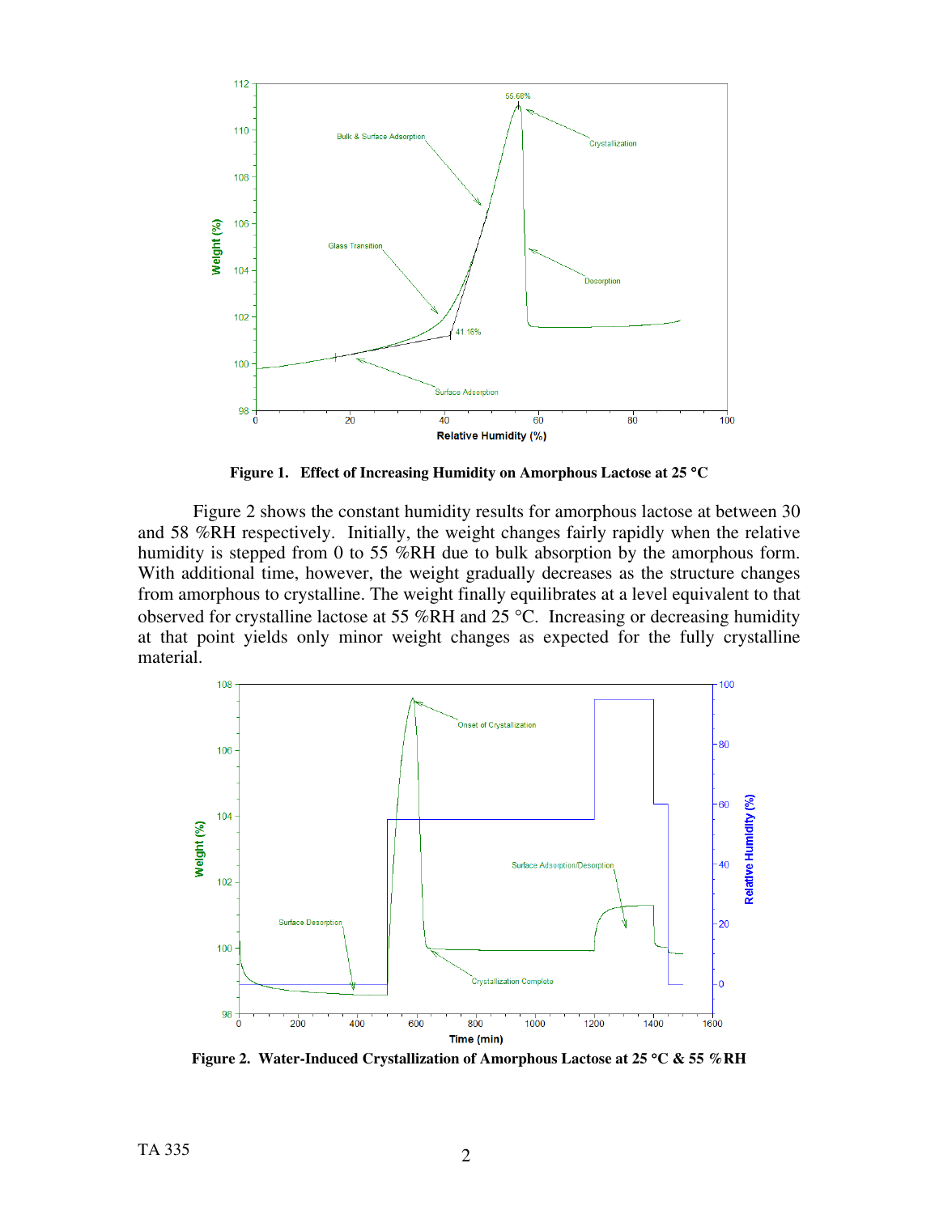112

110

108

106

104

102

100

98

Weight (%)

0

20

40

60

80

100

Relative Humidity (%)

55.68%

Bulk & Surface Adsorption

Crystallization

Glass Transition

Desorption

41.16%

Surface Adsorption

**Figure 1. Effect of Increasing Humidity on Amorphous Lactose at 25 °C**

Figure 2 shows the constant humidity results for amorphous lactose at between 30 and 58 %RH respectively. Initially, the weight changes fairly rapidly when the relative humidity is stepped from 0 to 55 %RH due to bulk absorption by the amorphous form. With additional time, however, the weight gradually decreases as the structure changes from amorphous to crystalline. The weight finally equilibrates at a level equivalent to that observed for crystalline lactose at 55 %RH and 25 °C. Increasing or decreasing humidity at that point yields only minor weight changes as expected for the fully crystalline material.

108

106

104

102

100

98

Weight (%)

100

80

60

40

20

0

Relative Humidity (%)

0

200

400

600

800

1000

1200

1400

1600

Time (min)

Onset of Crystallization

Surface Adsorption/Desorption

Surface Desorption

Crystallization Complete

**Figure 2. Water-Induced Crystallization of Amorphous Lactose at 25 °C & 55 %RH**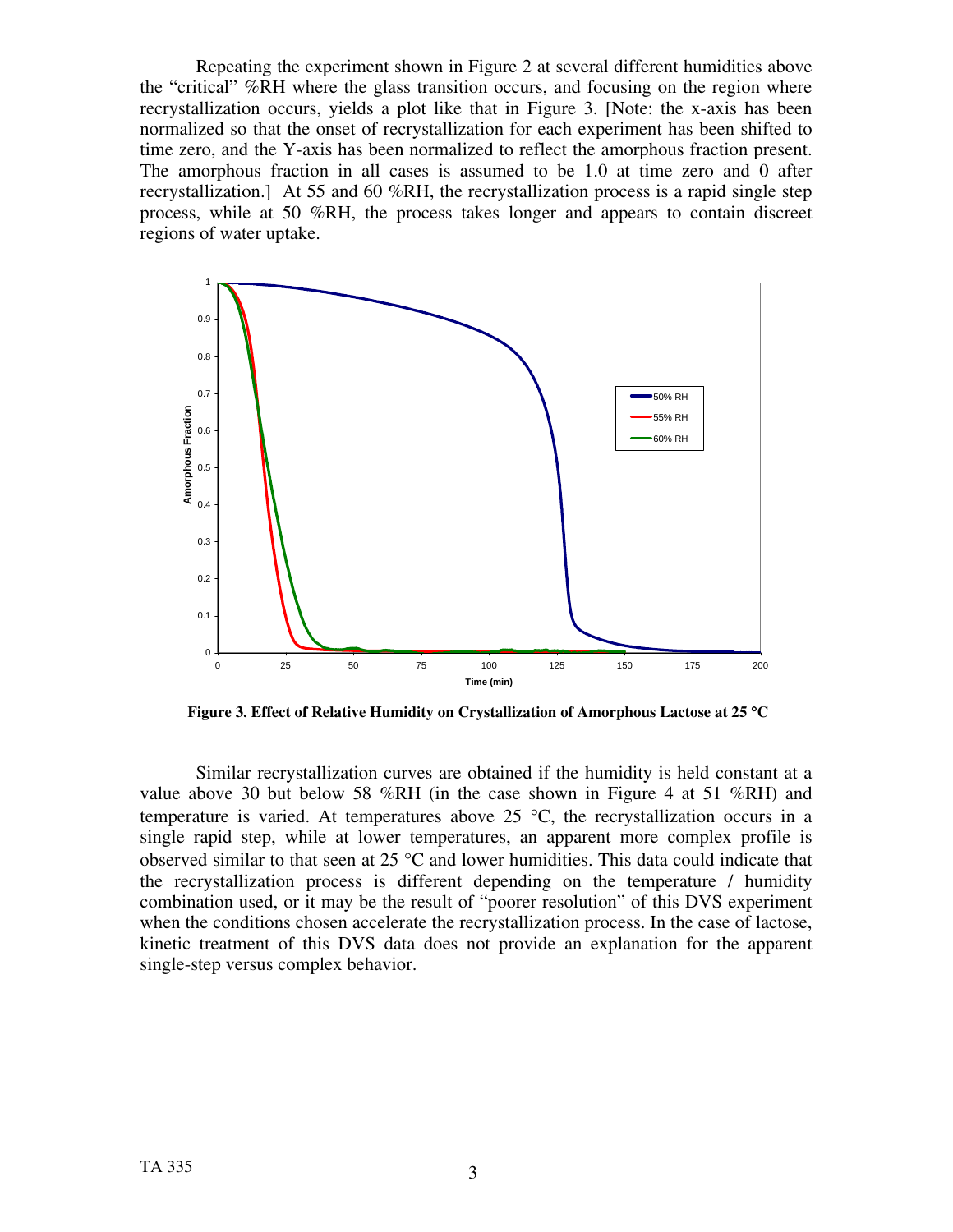Repeating the experiment shown in Figure 2 at several different humidities above the "critical" %RH where the glass transition occurs, and focusing on the region where recrystallization occurs, yields a plot like that in Figure 3. [Note: the x-axis has been normalized so that the onset of recrystallization for each experiment has been shifted to time zero, and the Y-axis has been normalized to reflect the amorphous fraction present. The amorphous fraction in all cases is assumed to be 1.0 at time zero and 0 after recrystallization.] At 55 and 60 %RH, the recrystallization process is a rapid single step process, while at 50 %RH, the process takes longer and appears to contain discreet regions of water uptake.

Amorphous Fraction

1
0.9
0.8
0.7
0.6
0.5
0.4
0.3
0.2
0.1
0

0 25 50 75 100 125 150 175 200

Time (min)

50% RH
55% RH
60% RH

**Figure 3. Effect of Relative Humidity on Crystallization of Amorphous Lactose at 25 °C**

Similar recrystallization curves are obtained if the humidity is held constant at a value above 30 but below 58 %RH (in the case shown in Figure 4 at 51 %RH) and temperature is varied. At temperatures above 25 °C, the recrystallization occurs in a single rapid step, while at lower temperatures, an apparent more complex profile is observed similar to that seen at 25 °C and lower humidities. This data could indicate that the recrystallization process is different depending on the temperature / humidity combination used, or it may be the result of "poorer resolution" of this DVS experiment when the conditions chosen accelerate the recrystallization process. In the case of lactose, kinetic treatment of this DVS data does not provide an explanation for the apparent single-step versus complex behavior.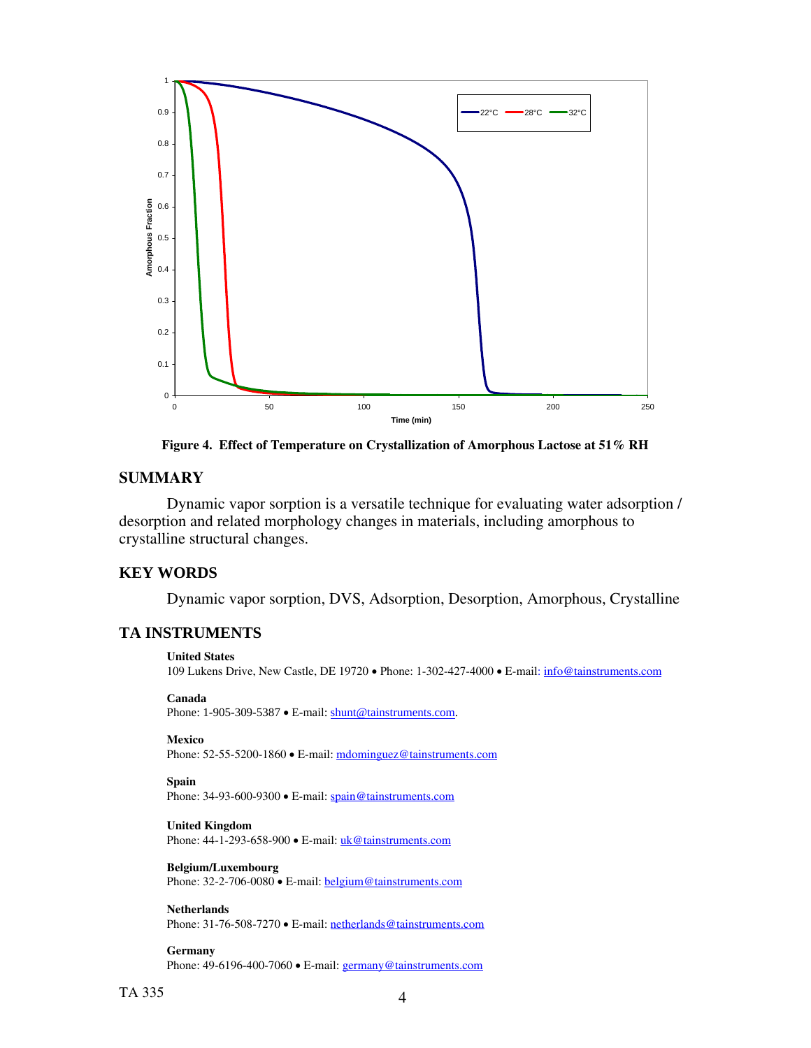1
0.9
0.8
0.7
0.6
0.5
0.4
0.3
0.2
0.1
0

Amorphous Fraction

0
50
100
150
200
250

Time (min)

22°C
28°C
32°C

**Figure 4. Effect of Temperature on Crystallization of Amorphous Lactose at 51% RH**

## SUMMARY

Dynamic vapor sorption is a versatile technique for evaluating water adsorption / desorption and related morphology changes in materials, including amorphous to crystalline structural changes.

## KEY WORDS

Dynamic vapor sorption, DVS, Adsorption, Desorption, Amorphous, Crystalline

## TA INSTRUMENTS

**United States**
109 Lukens Drive, New Castle, DE 19720 • Phone: 1-302-427-4000 • E-mail: info@tainstruments.com

**Canada**
Phone: 1-905-309-5387 • E-mail: shunt@tainstruments.com.

**Mexico**
Phone: 52-55-5200-1860 • E-mail: mdominguez@tainstruments.com

**Spain**
Phone: 34-93-600-9300 • E-mail: spain@tainstruments.com

**United Kingdom**
Phone: 44-1-293-658-900 • E-mail: uk@tainstruments.com

**Belgium/Luxembourg**
Phone: 32-2-706-0080 • E-mail: belgium@tainstruments.com

**Netherlands**
Phone: 31-76-508-7270 • E-mail: netherlands@tainstruments.com

**Germany**
Phone: 49-6196-400-7060 • E-mail: germany@tainstruments.com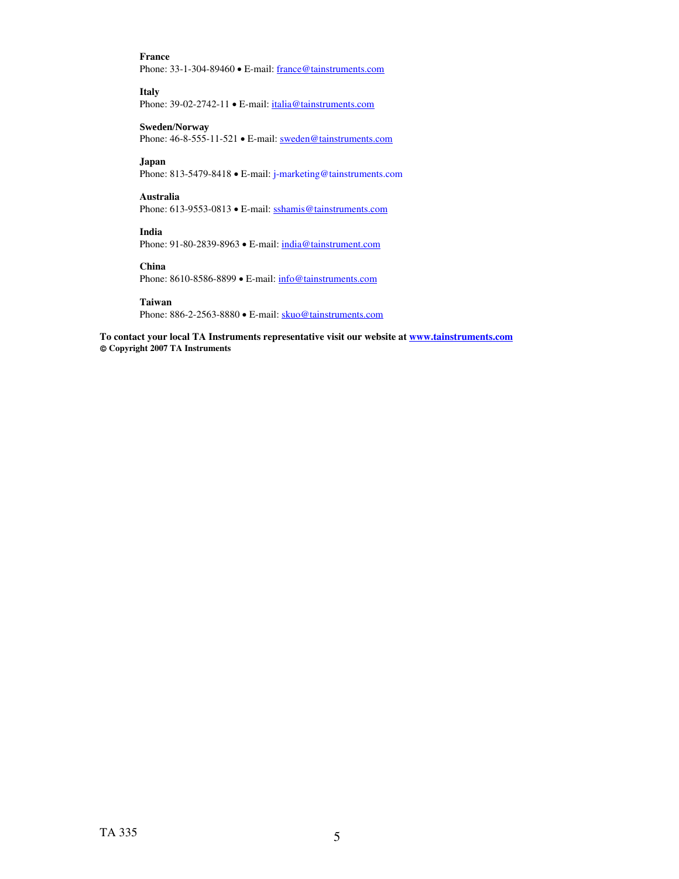**France**
Phone: 33-1-304-89460 • E-mail: france@tainstruments.com

**Italy**
Phone: 39-02-2742-11 • E-mail: italia@tainstruments.com

**Sweden/Norway**
Phone: 46-8-555-11-521 • E-mail: sweden@tainstruments.com

**Japan**
Phone: 813-5479-8418 • E-mail: j-marketing@tainstruments.com

**Australia**
Phone: 613-9553-0813 • E-mail: sshamis@tainstruments.com

**India**
Phone: 91-80-2839-8963 • E-mail: india@tainstrument.com

**China**
Phone: 8610-8586-8899 • E-mail: info@tainstruments.com

**Taiwan**
Phone: 886-2-2563-8880 • E-mail: skuo@tainstruments.com

**To contact your local TA Instruments representative visit our website at www.tainstruments.com**
**© Copyright 2007 TA Instruments**

TA 335